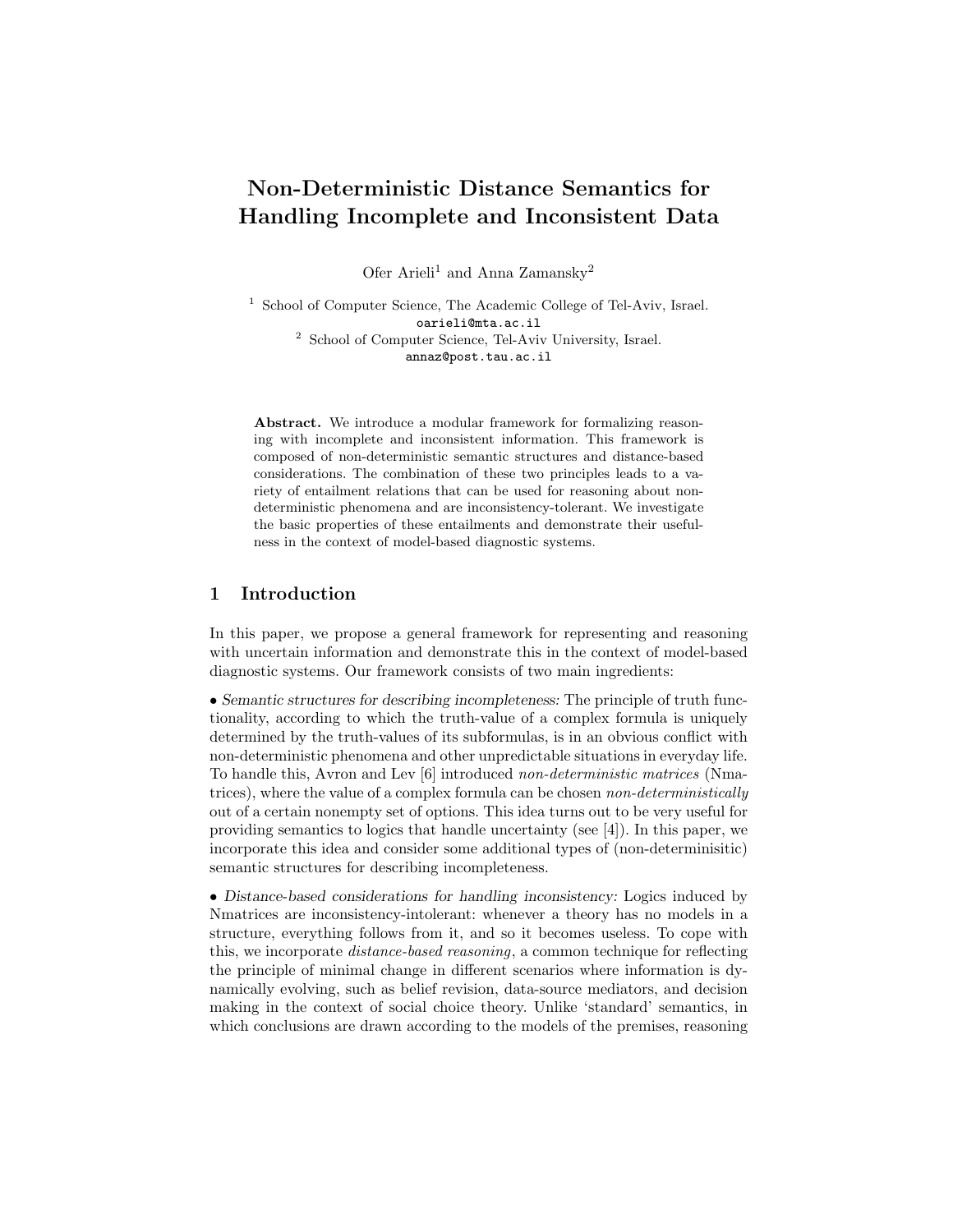// Non-Deterministic Distance Semantics for Handling Incomplete and Inconsistent Data

Ofer Arieli[1] and Anna Zamansky[2]

[1] School of Computer Science, The Academic College of Tel-Aviv, Israel.
oarieli@mta.ac.il
[2] School of Computer Science, Tel-Aviv University, Israel.
annaz@post.tau.ac.il

**Abstract.** We introduce a modular framework for formalizing reasoning with incomplete and inconsistent information. This framework is composed of non-deterministic semantic structures and distance-based considerations. The combination of these two principles leads to a variety of entailment relations that can be used for reasoning about non-deterministic phenomena and are inconsistency-tolerant. We investigate the basic properties of these entailments and demonstrate their usefulness in the context of model-based diagnostic systems.

## 1 Introduction

In this paper, we propose a general framework for representing and reasoning with uncertain information and demonstrate this in the context of model-based diagnostic systems. Our framework consists of two main ingredients:

• *Semantic structures for describing incompleteness:* The principle of truth functionality, according to which the truth-value of a complex formula is uniquely determined by the truth-values of its subformulas, is in an obvious conflict with non-deterministic phenomena and other unpredictable situations in everyday life. To handle this, Avron and Lev [6] introduced *non-deterministic matrices* (Nmatrices), where the value of a complex formula can be chosen *non-deterministically* out of a certain nonempty set of options. This idea turns out to be very useful for providing semantics to logics that handle uncertainty (see [4]). In this paper, we incorporate this idea and consider some additional types of (non-determinisitic) semantic structures for describing incompleteness.

• *Distance-based considerations for handling inconsistency:* Logics induced by Nmatrices are inconsistency-intolerant: whenever a theory has no models in a structure, everything follows from it, and so it becomes useless. To cope with this, we incorporate *distance-based reasoning*, a common technique for reflecting the principle of minimal change in different scenarios where information is dynamically evolving, such as belief revision, data-source mediators, and decision making in the context of social choice theory. Unlike 'standard' semantics, in which conclusions are drawn according to the models of the premises, reasoning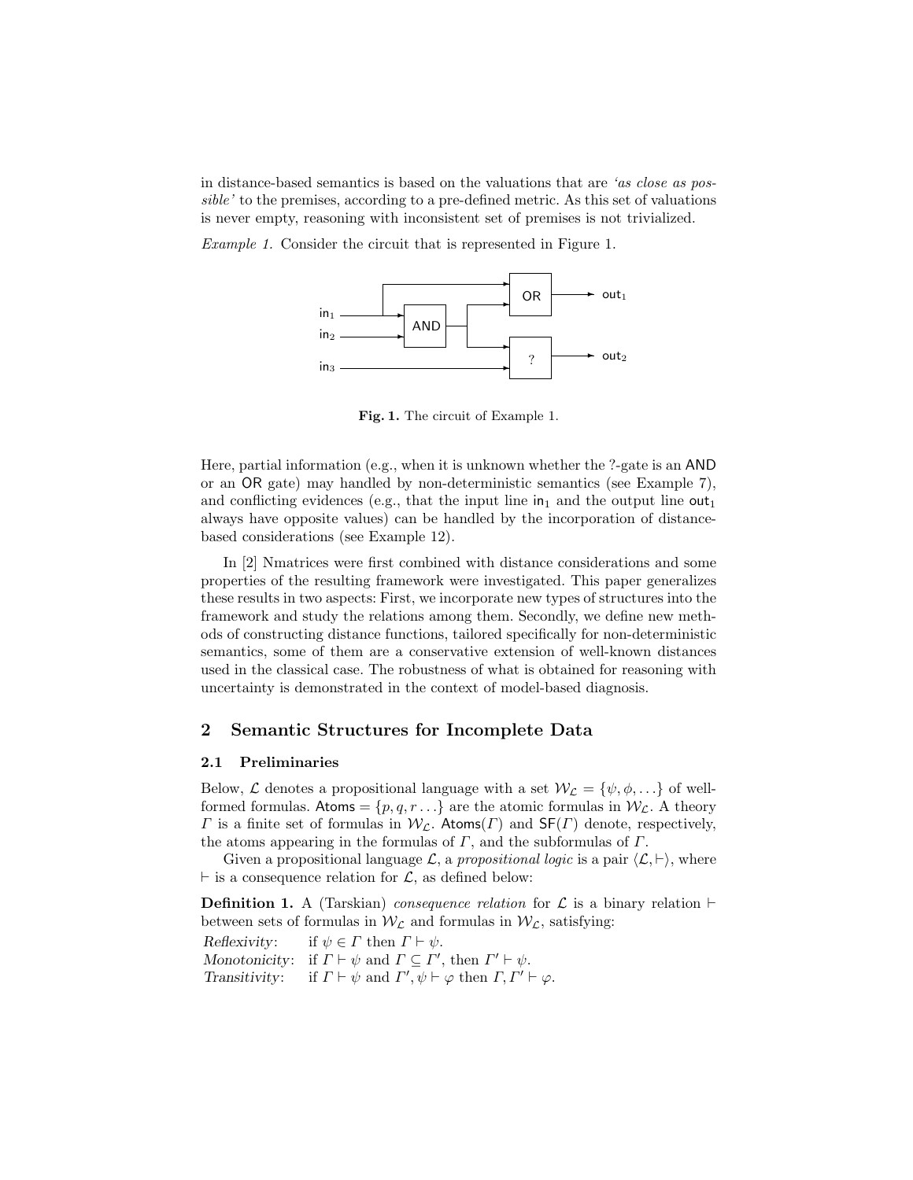in distance-based semantics is based on the valuations that are *'as close as possible'* to the premises, according to a pre-defined metric. As this set of valuations is never empty, reasoning with inconsistent set of premises is not trivialized.

*Example 1.* Consider the circuit that is represented in Figure 1.

**Fig. 1.** The circuit of Example 1.

Here, partial information (e.g., when it is unknown whether the ?-gate is an AND or an OR gate) may handled by non-deterministic semantics (see Example 7), and conflicting evidences (e.g., that the input line $\mathsf{in}_1$ and the output line $\mathsf{out}_1$ always have opposite values) can be handled by the incorporation of distance-based considerations (see Example 12).

In [2] Nmatrices were first combined with distance considerations and some properties of the resulting framework were investigated. This paper generalizes these results in two aspects: First, we incorporate new types of structures into the framework and study the relations among them. Secondly, we define new methods of constructing distance functions, tailored specifically for non-deterministic semantics, some of them are a conservative extension of well-known distances used in the classical case. The robustness of what is obtained for reasoning with uncertainty is demonstrated in the context of model-based diagnosis.

## 2 Semantic Structures for Incomplete Data

### 2.1 Preliminaries

Below, $\mathcal{L}$ denotes a propositional language with a set $\mathcal{W}_\mathcal{L} = \{\psi, \phi, \ldots\}$ of well-formed formulas. $\mathsf{Atoms} = \{p, q, r \ldots\}$ are the atomic formulas in $\mathcal{W}_\mathcal{L}$. A theory $\Gamma$ is a finite set of formulas in $\mathcal{W}_\mathcal{L}$. $\mathsf{Atoms}(\Gamma)$ and $\mathsf{SF}(\Gamma)$ denote, respectively, the atoms appearing in the formulas of $\Gamma$, and the subformulas of $\Gamma$.

Given a propositional language $\mathcal{L}$, a *propositional logic* is a pair $\langle \mathcal{L}, \vdash \rangle$, where $\vdash$ is a consequence relation for $\mathcal{L}$, as defined below:

**Definition 1.** A (Tarskian) *consequence relation* for $\mathcal{L}$ is a binary relation $\vdash$ between sets of formulas in $\mathcal{W}_\mathcal{L}$ and formulas in $\mathcal{W}_\mathcal{L}$, satisfying:

*Reflexivity*: if $\psi \in \Gamma$ then $\Gamma \vdash \psi$.
*Monotonicity*: if $\Gamma \vdash \psi$ and $\Gamma \subseteq \Gamma'$, then $\Gamma' \vdash \psi$.
*Transitivity*: if $\Gamma \vdash \psi$ and $\Gamma', \psi \vdash \varphi$ then $\Gamma, \Gamma' \vdash \varphi$.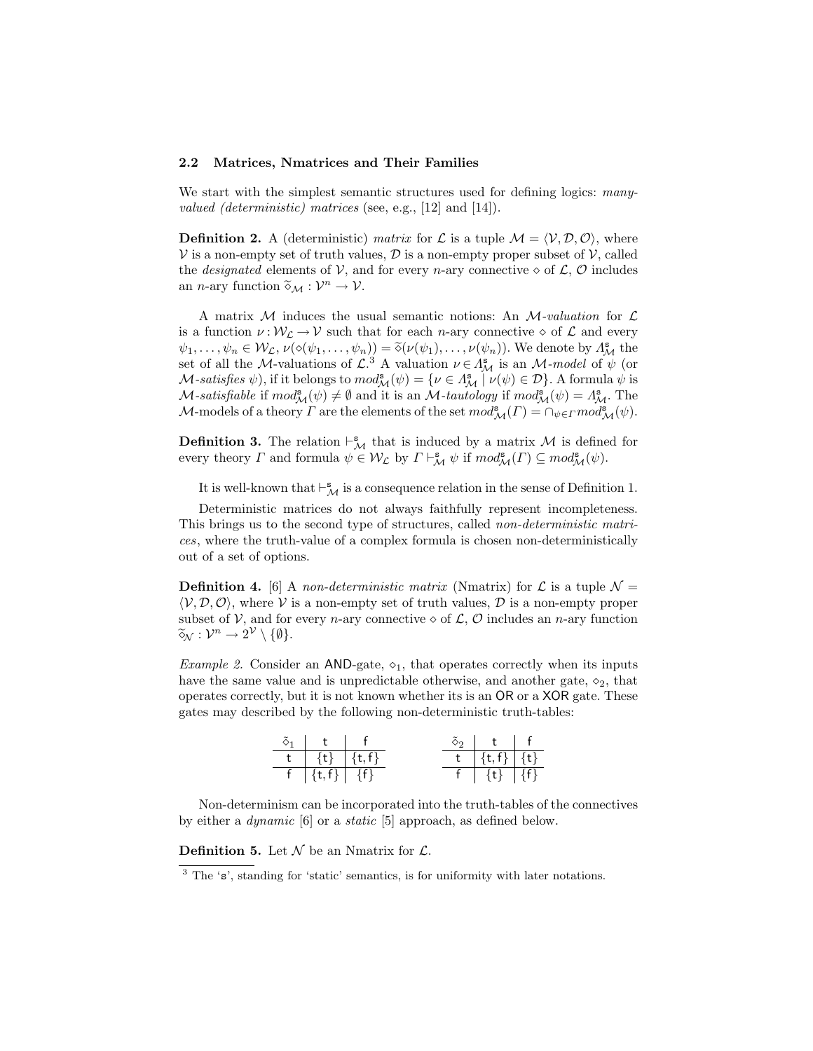### 2.2 Matrices, Nmatrices and Their Families

We start with the simplest semantic structures used for defining logics: *many-valued (deterministic) matrices* (see, e.g., [12] and [14]).

**Definition 2.** A (deterministic) *matrix* for $\mathcal{L}$ is a tuple $\mathcal{M} = \langle \mathcal{V}, \mathcal{D}, \mathcal{O} \rangle$, where $\mathcal{V}$ is a non-empty set of truth values, $\mathcal{D}$ is a non-empty proper subset of $\mathcal{V}$, called the *designated* elements of $\mathcal{V}$, and for every $n$-ary connective $\diamond$ of $\mathcal{L}$, $\mathcal{O}$ includes an $n$-ary function $\widetilde{\diamond}_{\mathcal{M}} : \mathcal{V}^n \to \mathcal{V}$.

A matrix $\mathcal{M}$ induces the usual semantic notions: An $\mathcal{M}$*-valuation* for $\mathcal{L}$ is a function $\nu : \mathcal{W}_{\mathcal{L}} \to \mathcal{V}$ such that for each $n$-ary connective $\diamond$ of $\mathcal{L}$ and every $\psi_1, \ldots, \psi_n \in \mathcal{W}_{\mathcal{L}}$, $\nu(\diamond(\psi_1, \ldots, \psi_n)) = \widetilde{\diamond}(\nu(\psi_1), \ldots, \nu(\psi_n))$. We denote by $\Lambda^{\mathsf{s}}_{\mathcal{M}}$ the set of all the $\mathcal{M}$-valuations of $\mathcal{L}$.[3] A valuation $\nu \in \Lambda^{\mathsf{s}}_{\mathcal{M}}$ is an $\mathcal{M}$*-model* of $\psi$ (or $\mathcal{M}$*-satisfies* $\psi$), if it belongs to $mod^{\mathsf{s}}_{\mathcal{M}}(\psi) = \{\nu \in \Lambda^{\mathsf{s}}_{\mathcal{M}} \mid \nu(\psi) \in \mathcal{D}\}$. A formula $\psi$ is $\mathcal{M}$*-satisfiable* if $mod^{\mathsf{s}}_{\mathcal{M}}(\psi) \neq \emptyset$ and it is an $\mathcal{M}$*-tautology* if $mod^{\mathsf{s}}_{\mathcal{M}}(\psi) = \Lambda^{\mathsf{s}}_{\mathcal{M}}$. The $\mathcal{M}$-models of a theory $\Gamma$ are the elements of the set $mod^{\mathsf{s}}_{\mathcal{M}}(\Gamma) = \cap_{\psi \in \Gamma} mod^{\mathsf{s}}_{\mathcal{M}}(\psi)$.

**Definition 3.** The relation $\vdash^{\mathsf{s}}_{\mathcal{M}}$ that is induced by a matrix $\mathcal{M}$ is defined for every theory $\Gamma$ and formula $\psi \in \mathcal{W}_{\mathcal{L}}$ by $\Gamma \vdash^{\mathsf{s}}_{\mathcal{M}} \psi$ if $mod^{\mathsf{s}}_{\mathcal{M}}(\Gamma) \subseteq mod^{\mathsf{s}}_{\mathcal{M}}(\psi)$.

It is well-known that $\vdash^{\mathsf{s}}_{\mathcal{M}}$ is a consequence relation in the sense of Definition 1.

Deterministic matrices do not always faithfully represent incompleteness. This brings us to the second type of structures, called *non-deterministic matrices*, where the truth-value of a complex formula is chosen non-deterministically out of a set of options.

**Definition 4.** [6] A *non-deterministic matrix* (Nmatrix) for $\mathcal{L}$ is a tuple $\mathcal{N} = \langle \mathcal{V}, \mathcal{D}, \mathcal{O} \rangle$, where $\mathcal{V}$ is a non-empty set of truth values, $\mathcal{D}$ is a non-empty proper subset of $\mathcal{V}$, and for every $n$-ary connective $\diamond$ of $\mathcal{L}$, $\mathcal{O}$ includes an $n$-ary function $\widetilde{\diamond}_{\mathcal{N}} : \mathcal{V}^n \to 2^{\mathcal{V}} \setminus \{\emptyset\}$.

*Example 2.* Consider an AND-gate, $\diamond_1$, that operates correctly when its inputs have the same value and is unpredictable otherwise, and another gate, $\diamond_2$, that operates correctly, but it is not known whether its is an OR or a XOR gate. These gates may described by the following non-deterministic truth-tables:

| $\tilde{\diamond}_1$ | t | f |
|---|---|---|
| t | {t} | {t, f} |
| f | {t, f} | {f} |

| $\tilde{\diamond}_2$ | t | f |
|---|---|---|
| t | {t, f} | {t} |
| f | {t} | {f} |

Non-determinism can be incorporated into the truth-tables of the connectives by either a *dynamic* [6] or a *static* [5] approach, as defined below.

**Definition 5.** Let $\mathcal{N}$ be an Nmatrix for $\mathcal{L}$.

[3] The '$\mathsf{s}$', standing for 'static' semantics, is for uniformity with later notations.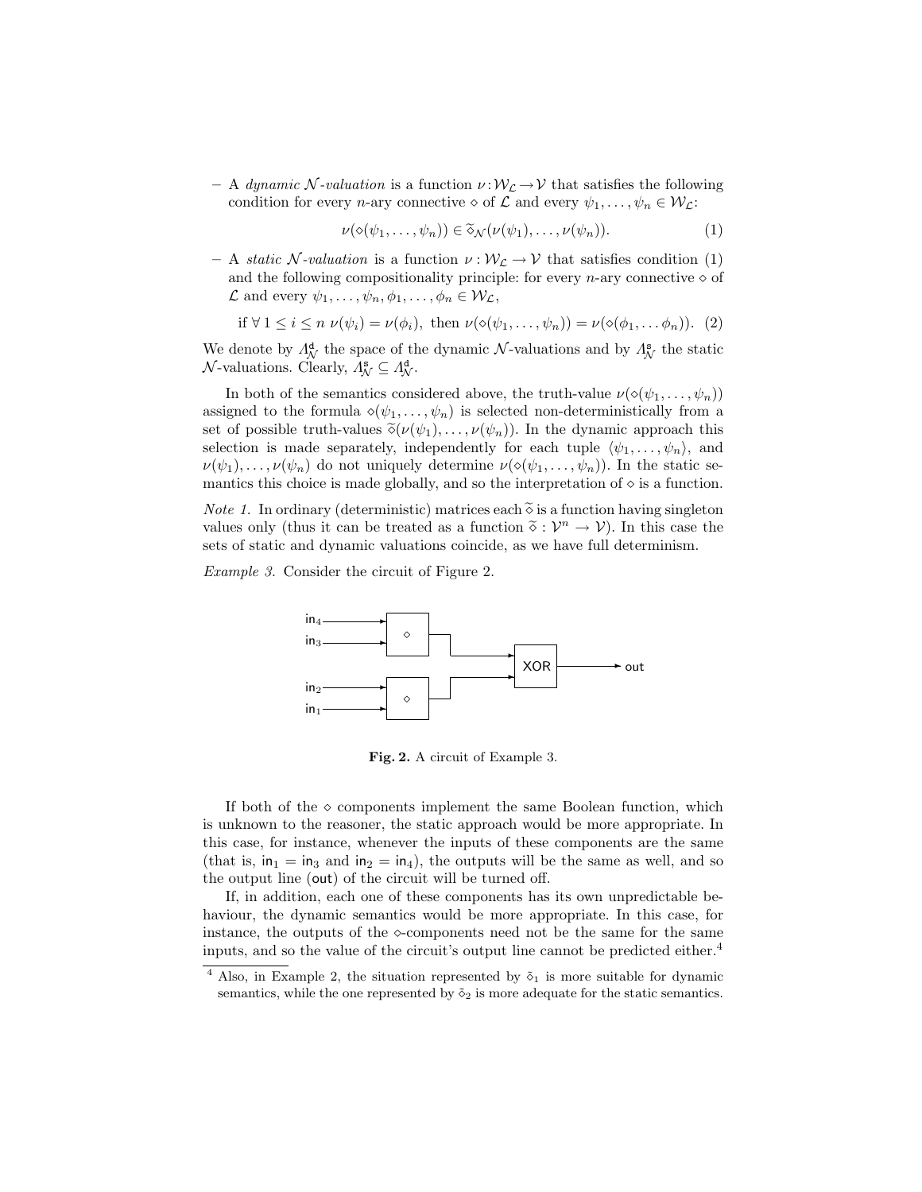– A *dynamic $\mathcal{N}$-valuation* is a function $\nu : \mathcal{W}_{\mathcal{L}} \to \mathcal{V}$ that satisfies the following condition for every $n$-ary connective $\diamond$ of $\mathcal{L}$ and every $\psi_1, \ldots, \psi_n \in \mathcal{W}_{\mathcal{L}}$:

$$\nu(\diamond(\psi_1, \ldots, \psi_n)) \in \widetilde{\diamond}_{\mathcal{N}}(\nu(\psi_1), \ldots, \nu(\psi_n)). \tag{1}$$

– A *static $\mathcal{N}$-valuation* is a function $\nu : \mathcal{W}_{\mathcal{L}} \to \mathcal{V}$ that satisfies condition (1) and the following compositionality principle: for every $n$-ary connective $\diamond$ of $\mathcal{L}$ and every $\psi_1, \ldots, \psi_n, \phi_1, \ldots, \phi_n \in \mathcal{W}_{\mathcal{L}}$,

$$\text{if } \forall\, 1 \leq i \leq n \;\; \nu(\psi_i) = \nu(\phi_i), \text{ then } \nu(\diamond(\psi_1, \ldots, \psi_n)) = \nu(\diamond(\phi_1, \ldots \phi_n)). \tag{2}$$

We denote by $\Lambda^{\mathsf{d}}_{\mathcal{N}}$ the space of the dynamic $\mathcal{N}$-valuations and by $\Lambda^{\mathsf{s}}_{\mathcal{N}}$ the static $\mathcal{N}$-valuations. Clearly, $\Lambda^{\mathsf{s}}_{\mathcal{N}} \subseteq \Lambda^{\mathsf{d}}_{\mathcal{N}}$.

In both of the semantics considered above, the truth-value $\nu(\diamond(\psi_1, \ldots, \psi_n))$ assigned to the formula $\diamond(\psi_1, \ldots, \psi_n)$ is selected non-deterministically from a set of possible truth-values $\widetilde{\diamond}(\nu(\psi_1), \ldots, \nu(\psi_n))$. In the dynamic approach this selection is made separately, independently for each tuple $\langle \psi_1, \ldots, \psi_n \rangle$, and $\nu(\psi_1), \ldots, \nu(\psi_n)$ do not uniquely determine $\nu(\diamond(\psi_1, \ldots, \psi_n))$. In the static semantics this choice is made globally, and so the interpretation of $\diamond$ is a function.

*Note 1.* In ordinary (deterministic) matrices each $\widetilde{\diamond}$ is a function having singleton values only (thus it can be treated as a function $\widetilde{\diamond} : \mathcal{V}^n \to \mathcal{V}$). In this case the sets of static and dynamic valuations coincide, as we have full determinism.

*Example 3.* Consider the circuit of Figure 2.

**Fig. 2.** A circuit of Example 3.

If both of the $\diamond$ components implement the same Boolean function, which is unknown to the reasoner, the static approach would be more appropriate. In this case, for instance, whenever the inputs of these components are the same (that is, $\mathsf{in}_1 = \mathsf{in}_3$ and $\mathsf{in}_2 = \mathsf{in}_4$), the outputs will be the same as well, and so the output line ($\mathsf{out}$) of the circuit will be turned off.

If, in addition, each one of these components has its own unpredictable behaviour, the dynamic semantics would be more appropriate. In this case, for instance, the outputs of the $\diamond$-components need not be the same for the same inputs, and so the value of the circuit's output line cannot be predicted either.[4]

[4] Also, in Example 2, the situation represented by $\tilde{\diamond}_1$ is more suitable for dynamic semantics, while the one represented by $\tilde{\diamond}_2$ is more adequate for the static semantics.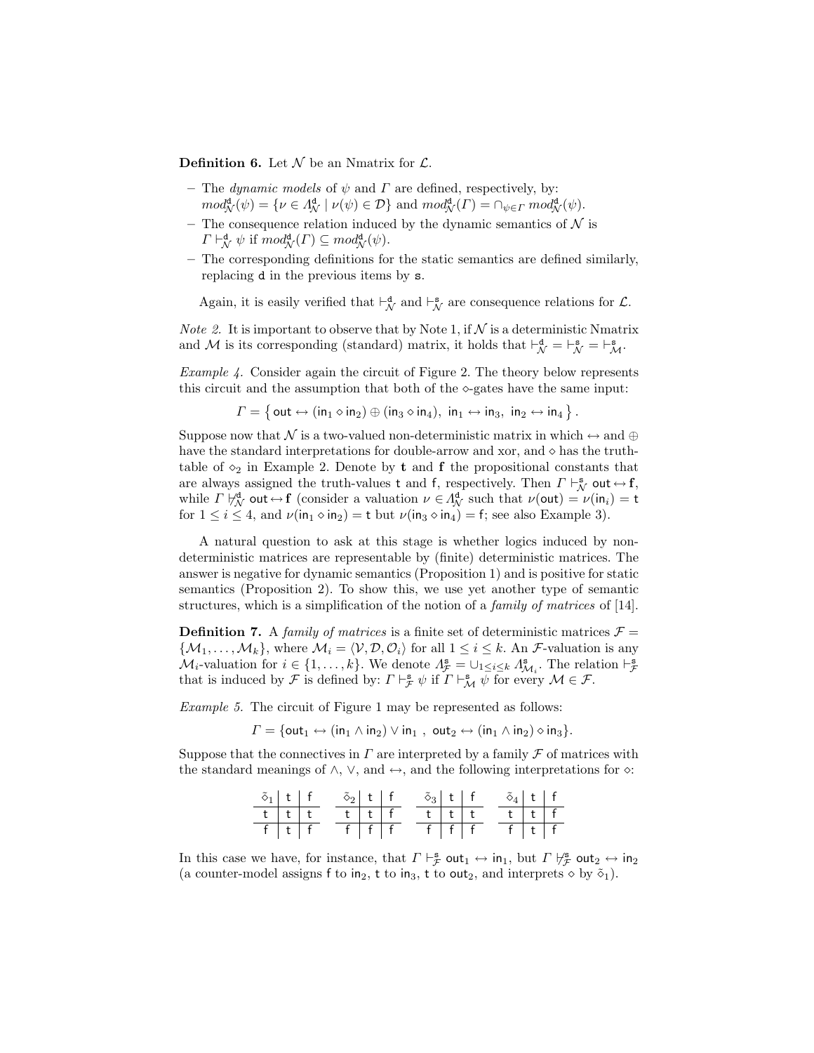**Definition 6.** Let $\mathcal{N}$ be an Nmatrix for $\mathcal{L}$.

- The *dynamic models* of $\psi$ and $\Gamma$ are defined, respectively, by: $mod^{\mathsf{d}}_{\mathcal{N}}(\psi) = \{\nu \in \Lambda^{\mathsf{d}}_{\mathcal{N}} \mid \nu(\psi) \in \mathcal{D}\}$ and $mod^{\mathsf{d}}_{\mathcal{N}}(\Gamma) = \cap_{\psi \in \Gamma} mod^{\mathsf{d}}_{\mathcal{N}}(\psi)$.
- The consequence relation induced by the dynamic semantics of $\mathcal{N}$ is $\Gamma \vdash^{\mathsf{d}}_{\mathcal{N}} \psi$ if $mod^{\mathsf{d}}_{\mathcal{N}}(\Gamma) \subseteq mod^{\mathsf{d}}_{\mathcal{N}}(\psi)$.
- The corresponding definitions for the static semantics are defined similarly, replacing $\mathsf{d}$ in the previous items by $\mathsf{s}$.

Again, it is easily verified that $\vdash^{\mathsf{d}}_{\mathcal{N}}$ and $\vdash^{\mathsf{s}}_{\mathcal{N}}$ are consequence relations for $\mathcal{L}$.

*Note 2.* It is important to observe that by Note 1, if $\mathcal{N}$ is a deterministic Nmatrix and $\mathcal{M}$ is its corresponding (standard) matrix, it holds that $\vdash^{\mathsf{d}}_{\mathcal{N}} = \vdash^{\mathsf{s}}_{\mathcal{N}} = \vdash^{\mathsf{s}}_{\mathcal{M}}$.

*Example 4.* Consider again the circuit of Figure 2. The theory below represents this circuit and the assumption that both of the $\diamond$-gates have the same input:

$$\Gamma = \left\{ \mathsf{out} \leftrightarrow (\mathsf{in}_1 \diamond \mathsf{in}_2) \oplus (\mathsf{in}_3 \diamond \mathsf{in}_4),\ \mathsf{in}_1 \leftrightarrow \mathsf{in}_3,\ \mathsf{in}_2 \leftrightarrow \mathsf{in}_4 \right\}.$$

Suppose now that $\mathcal{N}$ is a two-valued non-deterministic matrix in which $\leftrightarrow$ and $\oplus$ have the standard interpretations for double-arrow and xor, and $\diamond$ has the truth-table of $\diamond_2$ in Example 2. Denote by $\mathbf{t}$ and $\mathbf{f}$ the propositional constants that are always assigned the truth-values $\mathsf{t}$ and $\mathsf{f}$, respectively. Then $\Gamma \vdash^{\mathsf{s}}_{\mathcal{N}} \mathsf{out} \leftrightarrow \mathbf{f}$, while $\Gamma \not\vdash^{\mathsf{d}}_{\mathcal{N}} \mathsf{out} \leftrightarrow \mathbf{f}$ (consider a valuation $\nu \in \Lambda^{\mathsf{d}}_{\mathcal{N}}$ such that $\nu(\mathsf{out}) = \nu(\mathsf{in}_i) = \mathsf{t}$ for $1 \leq i \leq 4$, and $\nu(\mathsf{in}_1 \diamond \mathsf{in}_2) = \mathsf{t}$ but $\nu(\mathsf{in}_3 \diamond \mathsf{in}_4) = \mathsf{f}$; see also Example 3).

A natural question to ask at this stage is whether logics induced by non-deterministic matrices are representable by (finite) deterministic matrices. The answer is negative for dynamic semantics (Proposition 1) and is positive for static semantics (Proposition 2). To show this, we use yet another type of semantic structures, which is a simplification of the notion of a *family of matrices* of [14].

**Definition 7.** A *family of matrices* is a finite set of deterministic matrices $\mathcal{F} = \{\mathcal{M}_1, \ldots, \mathcal{M}_k\}$, where $\mathcal{M}_i = \langle \mathcal{V}, \mathcal{D}, \mathcal{O}_i \rangle$ for all $1 \leq i \leq k$. An $\mathcal{F}$-valuation is any $\mathcal{M}_i$-valuation for $i \in \{1, \ldots, k\}$. We denote $\Lambda^{\mathsf{s}}_{\mathcal{F}} = \cup_{1 \leq i \leq k} \Lambda^{\mathsf{s}}_{\mathcal{M}_i}$. The relation $\vdash^{\mathsf{s}}_{\mathcal{F}}$ that is induced by $\mathcal{F}$ is defined by: $\Gamma \vdash^{\mathsf{s}}_{\mathcal{F}} \psi$ if $\Gamma \vdash^{\mathsf{s}}_{\mathcal{M}} \psi$ for every $\mathcal{M} \in \mathcal{F}$.

*Example 5.* The circuit of Figure 1 may be represented as follows:

$$\Gamma = \{\mathsf{out}_1 \leftrightarrow (\mathsf{in}_1 \wedge \mathsf{in}_2) \vee \mathsf{in}_1\ ,\ \mathsf{out}_2 \leftrightarrow (\mathsf{in}_1 \wedge \mathsf{in}_2) \diamond \mathsf{in}_3\}.$$

Suppose that the connectives in $\Gamma$ are interpreted by a family $\mathcal{F}$ of matrices with the standard meanings of $\wedge$, $\vee$, and $\leftrightarrow$, and the following interpretations for $\diamond$:

| $\tilde{\diamond}_1$ | t | f |
|---|---|---|
| t | t | t |
| f | t | f |

| $\tilde{\diamond}_2$ | t | f |
|---|---|---|
| t | t | f |
| f | f | f |

| $\tilde{\diamond}_3$ | t | f |
|---|---|---|
| t | t | t |
| f | f | f |

| $\tilde{\diamond}_4$ | t | f |
|---|---|---|
| t | t | f |
| f | t | f |

In this case we have, for instance, that $\Gamma \vdash^{\mathsf{s}}_{\mathcal{F}} \mathsf{out}_1 \leftrightarrow \mathsf{in}_1$, but $\Gamma \not\vdash^{\mathsf{s}}_{\mathcal{F}} \mathsf{out}_2 \leftrightarrow \mathsf{in}_2$ (a counter-model assigns $\mathsf{f}$ to $\mathsf{in}_2$, $\mathsf{t}$ to $\mathsf{in}_3$, $\mathsf{t}$ to $\mathsf{out}_2$, and interprets $\diamond$ by $\tilde{\diamond}_1$).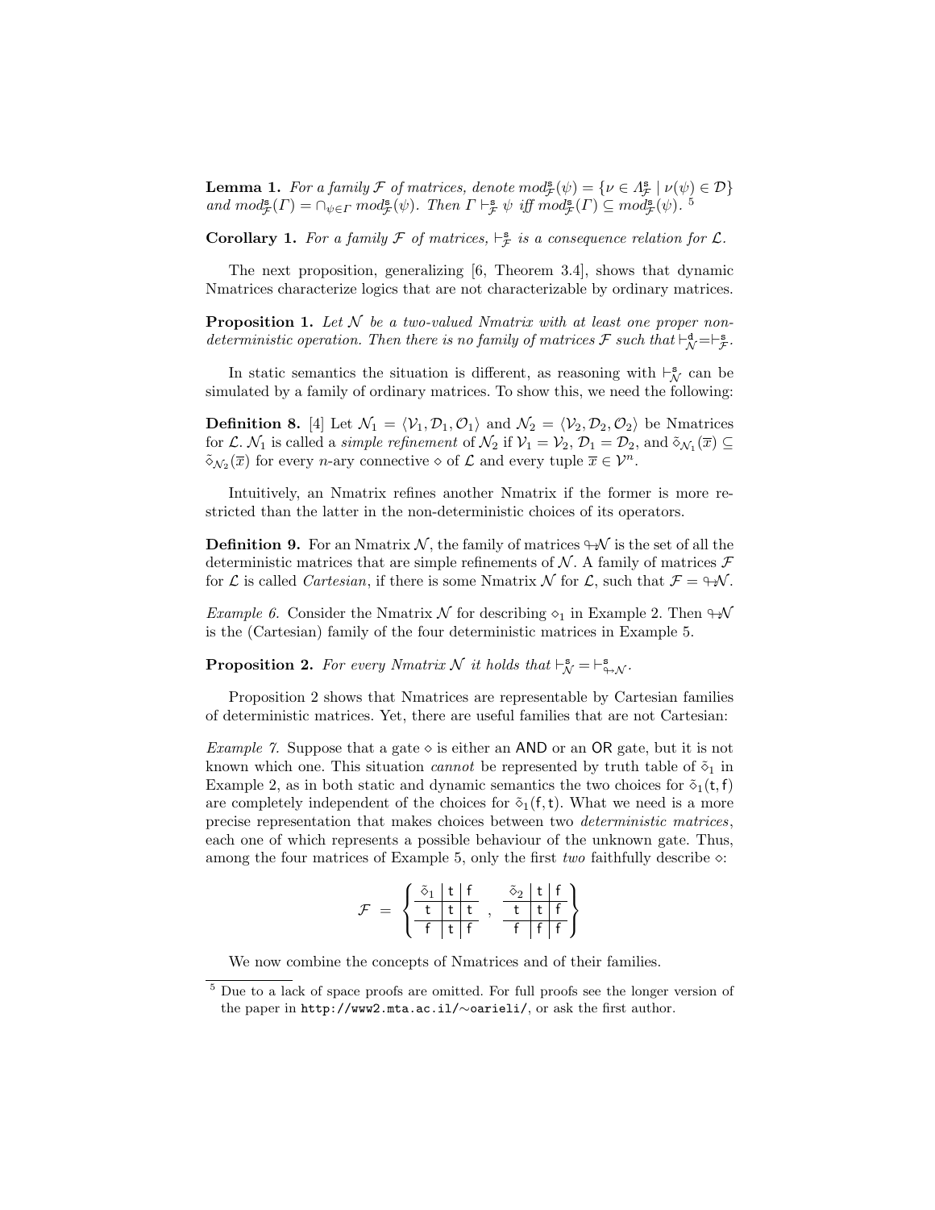**Lemma 1.** *For a family $\mathcal{F}$ of matrices, denote $mod^{\mathsf{s}}_{\mathcal{F}}(\psi) = \{\nu \in \Lambda^{\mathsf{s}}_{\mathcal{F}} \mid \nu(\psi) \in \mathcal{D}\}$ and $mod^{\mathsf{s}}_{\mathcal{F}}(\Gamma) = \cap_{\psi \in \Gamma}\, mod^{\mathsf{s}}_{\mathcal{F}}(\psi)$. Then $\Gamma \vdash^{\mathsf{s}}_{\mathcal{F}} \psi$ iff $mod^{\mathsf{s}}_{\mathcal{F}}(\Gamma) \subseteq mod^{\mathsf{s}}_{\mathcal{F}}(\psi)$.* [5]

**Corollary 1.** *For a family $\mathcal{F}$ of matrices, $\vdash^{\mathsf{s}}_{\mathcal{F}}$ is a consequence relation for $\mathcal{L}$.*

The next proposition, generalizing [6, Theorem 3.4], shows that dynamic Nmatrices characterize logics that are not characterizable by ordinary matrices.

**Proposition 1.** *Let $\mathcal{N}$ be a two-valued Nmatrix with at least one proper non-deterministic operation. Then there is no family of matrices $\mathcal{F}$ such that $\vdash^{\mathsf{d}}_{\mathcal{N}} = \vdash^{\mathsf{s}}_{\mathcal{F}}$.*

In static semantics the situation is different, as reasoning with $\vdash^{\mathsf{s}}_{\mathcal{N}}$ can be simulated by a family of ordinary matrices. To show this, we need the following:

**Definition 8.** [4] Let $\mathcal{N}_1 = \langle \mathcal{V}_1, \mathcal{D}_1, \mathcal{O}_1 \rangle$ and $\mathcal{N}_2 = \langle \mathcal{V}_2, \mathcal{D}_2, \mathcal{O}_2 \rangle$ be Nmatrices for $\mathcal{L}$. $\mathcal{N}_1$ is called a *simple refinement* of $\mathcal{N}_2$ if $\mathcal{V}_1 = \mathcal{V}_2$, $\mathcal{D}_1 = \mathcal{D}_2$, and $\tilde{\diamond}_{\mathcal{N}_1}(\overline{x}) \subseteq \tilde{\diamond}_{\mathcal{N}_2}(\overline{x})$ for every $n$-ary connective $\diamond$ of $\mathcal{L}$ and every tuple $\overline{x} \in \mathcal{V}^n$.

Intuitively, an Nmatrix refines another Nmatrix if the former is more restricted than the latter in the non-deterministic choices of its operators.

**Definition 9.** For an Nmatrix $\mathcal{N}$, the family of matrices $\looparrowright\!\mathcal{N}$ is the set of all the deterministic matrices that are simple refinements of $\mathcal{N}$. A family of matrices $\mathcal{F}$ for $\mathcal{L}$ is called *Cartesian*, if there is some Nmatrix $\mathcal{N}$ for $\mathcal{L}$, such that $\mathcal{F} = \looparrowright\!\mathcal{N}$.

*Example 6.* Consider the Nmatrix $\mathcal{N}$ for describing $\diamond_1$ in Example 2. Then $\looparrowright\!\mathcal{N}$ is the (Cartesian) family of the four deterministic matrices in Example 5.

**Proposition 2.** *For every Nmatrix $\mathcal{N}$ it holds that $\vdash^{\mathsf{s}}_{\mathcal{N}} = \vdash^{\mathsf{s}}_{\looparrowright\mathcal{N}}$.*

Proposition 2 shows that Nmatrices are representable by Cartesian families of deterministic matrices. Yet, there are useful families that are not Cartesian:

*Example 7.* Suppose that a gate $\diamond$ is either an AND or an OR gate, but it is not known which one. This situation *cannot* be represented by truth table of $\tilde{\diamond}_1$ in Example 2, as in both static and dynamic semantics the two choices for $\tilde{\diamond}_1(\mathsf{t}, \mathsf{f})$ are completely independent of the choices for $\tilde{\diamond}_1(\mathsf{f}, \mathsf{t})$. What we need is a more precise representation that makes choices between two *deterministic matrices*, each one of which represents a possible behaviour of the unknown gate. Thus, among the four matrices of Example 5, only the first *two* faithfully describe $\diamond$:

$$\mathcal{F} = \left\{ \begin{array}{c|c|c} \tilde{\diamond}_1 & \mathsf{t} & \mathsf{f} \\ \hline \mathsf{t} & \mathsf{t} & \mathsf{t} \\ \hline \mathsf{f} & \mathsf{t} & \mathsf{f} \end{array} \; , \; \begin{array}{c|c|c} \tilde{\diamond}_2 & \mathsf{t} & \mathsf{f} \\ \hline \mathsf{t} & \mathsf{t} & \mathsf{f} \\ \hline \mathsf{f} & \mathsf{f} & \mathsf{f} \end{array} \right\}$$

We now combine the concepts of Nmatrices and of their families.

---

[5] Due to a lack of space proofs are omitted. For full proofs see the longer version of the paper in http://www2.mta.ac.il/∼oarieli/, or ask the first author.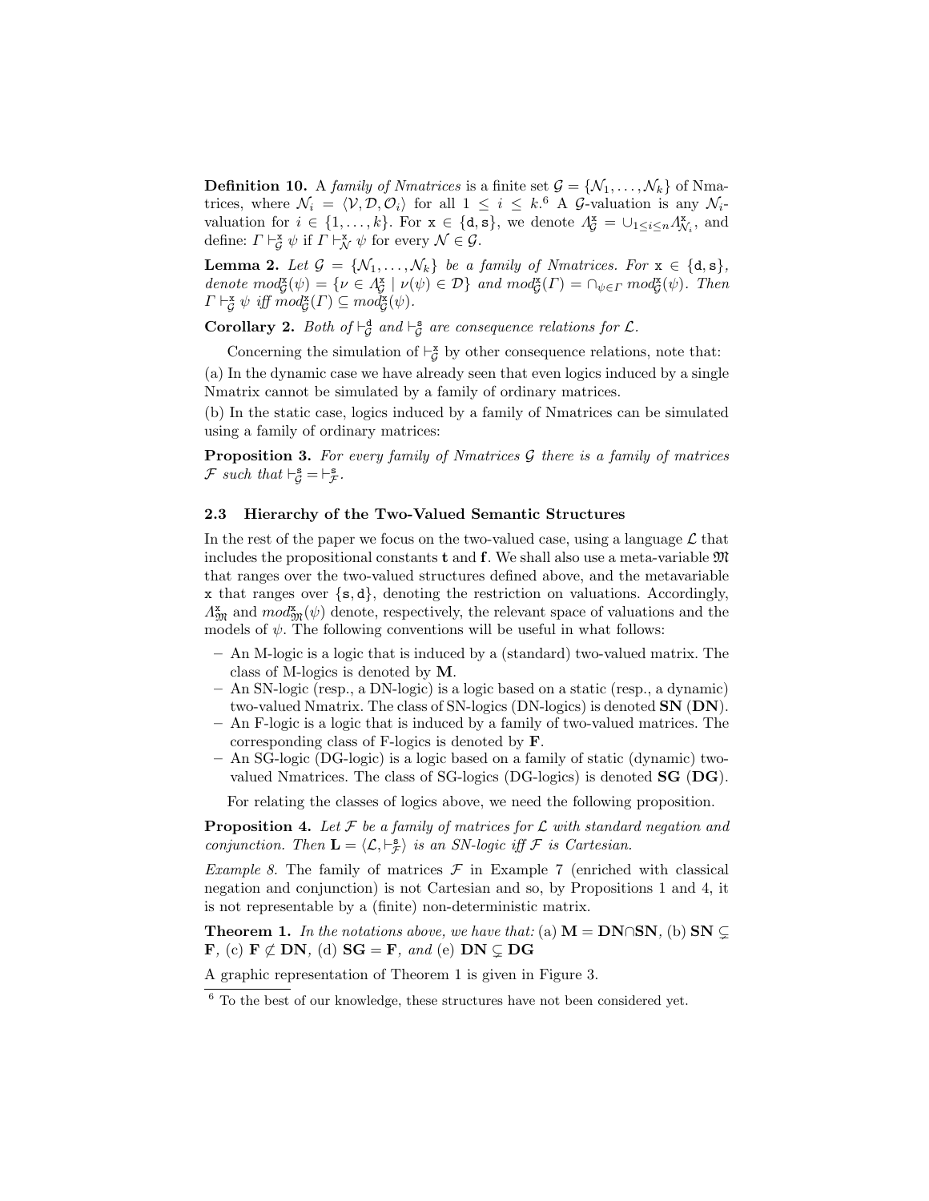**Definition 10.** A *family of Nmatrices* is a finite set $\mathcal{G} = \{\mathcal{N}_1, \ldots, \mathcal{N}_k\}$ of Nmatrices, where $\mathcal{N}_i = \langle \mathcal{V}, \mathcal{D}, \mathcal{O}_i \rangle$ for all $1 \leq i \leq k$.[6] A $\mathcal{G}$-valuation is any $\mathcal{N}_i$-valuation for $i \in \{1, \ldots, k\}$. For $\mathtt{x} \in \{\mathtt{d}, \mathtt{s}\}$, we denote $\Lambda^{\mathtt{x}}_{\mathcal{G}} = \cup_{1 \leq i \leq n} \Lambda^{\mathtt{x}}_{\mathcal{N}_i}$, and define: $\Gamma \vdash^{\mathtt{x}}_{\mathcal{G}} \psi$ if $\Gamma \vdash^{\mathtt{x}}_{\mathcal{N}} \psi$ for every $\mathcal{N} \in \mathcal{G}$.

**Lemma 2.** *Let $\mathcal{G} = \{\mathcal{N}_1, \ldots, \mathcal{N}_k\}$ be a family of Nmatrices. For $\mathtt{x} \in \{\mathtt{d}, \mathtt{s}\}$, denote $mod^{\mathtt{x}}_{\mathcal{G}}(\psi) = \{\nu \in \Lambda^{\mathtt{x}}_{\mathcal{G}} \mid \nu(\psi) \in \mathcal{D}\}$ and $mod^{\mathtt{x}}_{\mathcal{G}}(\Gamma) = \cap_{\psi \in \Gamma}\, mod^{\mathtt{x}}_{\mathcal{G}}(\psi)$. Then $\Gamma \vdash^{\mathtt{x}}_{\mathcal{G}} \psi$ iff $mod^{\mathtt{x}}_{\mathcal{G}}(\Gamma) \subseteq mod^{\mathtt{x}}_{\mathcal{G}}(\psi)$.*

**Corollary 2.** *Both of $\vdash^{\mathtt{d}}_{\mathcal{G}}$ and $\vdash^{\mathtt{s}}_{\mathcal{G}}$ are consequence relations for $\mathcal{L}$.*

Concerning the simulation of $\vdash^{\mathtt{x}}_{\mathcal{G}}$ by other consequence relations, note that:

(a) In the dynamic case we have already seen that even logics induced by a single Nmatrix cannot be simulated by a family of ordinary matrices.

(b) In the static case, logics induced by a family of Nmatrices can be simulated using a family of ordinary matrices:

**Proposition 3.** *For every family of Nmatrices $\mathcal{G}$ there is a family of matrices $\mathcal{F}$ such that $\vdash^{\mathtt{s}}_{\mathcal{G}} = \vdash^{\mathtt{s}}_{\mathcal{F}}$.*

### 2.3 Hierarchy of the Two-Valued Semantic Structures

In the rest of the paper we focus on the two-valued case, using a language $\mathcal{L}$ that includes the propositional constants **t** and **f**. We shall also use a meta-variable $\mathfrak{M}$ that ranges over the two-valued structures defined above, and the metavariable $\mathtt{x}$ that ranges over $\{\mathtt{s}, \mathtt{d}\}$, denoting the restriction on valuations. Accordingly, $\Lambda^{\mathtt{x}}_{\mathfrak{M}}$ and $mod^{\mathtt{x}}_{\mathfrak{M}}(\psi)$ denote, respectively, the relevant space of valuations and the models of $\psi$. The following conventions will be useful in what follows:

- An M-logic is a logic that is induced by a (standard) two-valued matrix. The class of M-logics is denoted by **M**.
- An SN-logic (resp., a DN-logic) is a logic based on a static (resp., a dynamic) two-valued Nmatrix. The class of SN-logics (DN-logics) is denoted **SN** (**DN**).
- An F-logic is a logic that is induced by a family of two-valued matrices. The corresponding class of F-logics is denoted by **F**.
- An SG-logic (DG-logic) is a logic based on a family of static (dynamic) two-valued Nmatrices. The class of SG-logics (DG-logics) is denoted **SG** (**DG**).

For relating the classes of logics above, we need the following proposition.

**Proposition 4.** *Let $\mathcal{F}$ be a family of matrices for $\mathcal{L}$ with standard negation and conjunction. Then $\mathbf{L} = \langle \mathcal{L}, \vdash^{\mathtt{s}}_{\mathcal{F}} \rangle$ is an SN-logic iff $\mathcal{F}$ is Cartesian.*

*Example 8.* The family of matrices $\mathcal{F}$ in Example 7 (enriched with classical negation and conjunction) is not Cartesian and so, by Propositions 1 and 4, it is not representable by a (finite) non-deterministic matrix.

**Theorem 1.** *In the notations above, we have that:* (a) $\mathbf{M} = \mathbf{DN} \cap \mathbf{SN}$*,* (b) $\mathbf{SN} \subsetneq \mathbf{F}$*,* (c) $\mathbf{F} \not\subset \mathbf{DN}$*,* (d) $\mathbf{SG} = \mathbf{F}$*, and* (e) $\mathbf{DN} \subsetneq \mathbf{DG}$

A graphic representation of Theorem 1 is given in Figure 3.

[6] To the best of our knowledge, these structures have not been considered yet.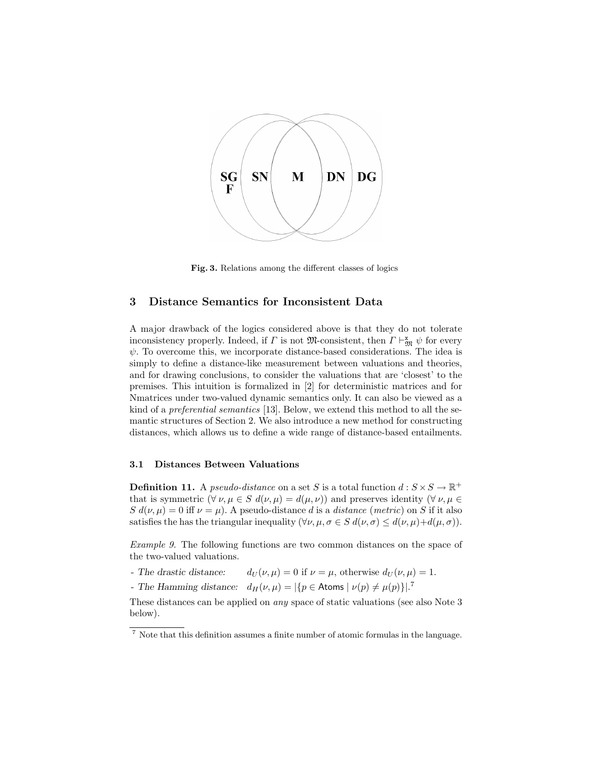SG F SN M DN DG

**Fig. 3.** Relations among the different classes of logics

## 3 Distance Semantics for Inconsistent Data

A major drawback of the logics considered above is that they do not tolerate inconsistency properly. Indeed, if $\Gamma$ is not $\mathfrak{M}$-consistent, then $\Gamma \vdash^{\mathsf{x}}_{\mathfrak{M}} \psi$ for every $\psi$. To overcome this, we incorporate distance-based considerations. The idea is simply to define a distance-like measurement between valuations and theories, and for drawing conclusions, to consider the valuations that are 'closest' to the premises. This intuition is formalized in [2] for deterministic matrices and for Nmatrices under two-valued dynamic semantics only. It can also be viewed as a kind of a *preferential semantics* [13]. Below, we extend this method to all the semantic structures of Section 2. We also introduce a new method for constructing distances, which allows us to define a wide range of distance-based entailments.

### 3.1 Distances Between Valuations

**Definition 11.** A *pseudo-distance* on a set $S$ is a total function $d : S \times S \to \mathbb{R}^+$ that is symmetric ($\forall\, \nu, \mu \in S\ d(\nu, \mu) = d(\mu, \nu)$) and preserves identity ($\forall\, \nu, \mu \in S\ d(\nu, \mu) = 0$ iff $\nu = \mu$). A pseudo-distance $d$ is a *distance* (*metric*) on $S$ if it also satisfies the has the triangular inequality ($\forall \nu, \mu, \sigma \in S\ d(\nu, \sigma) \leq d(\nu, \mu) + d(\mu, \sigma)$).

*Example 9.* The following functions are two common distances on the space of the two-valued valuations.

- *The drastic distance:* $d_U(\nu, \mu) = 0$ if $\nu = \mu$, otherwise $d_U(\nu, \mu) = 1$.
- *The Hamming distance:* $d_H(\nu, \mu) = |\{p \in \mathsf{Atoms} \mid \nu(p) \neq \mu(p)\}|$.[7]

These distances can be applied on *any* space of static valuations (see also Note 3 below).

[7] Note that this definition assumes a finite number of atomic formulas in the language.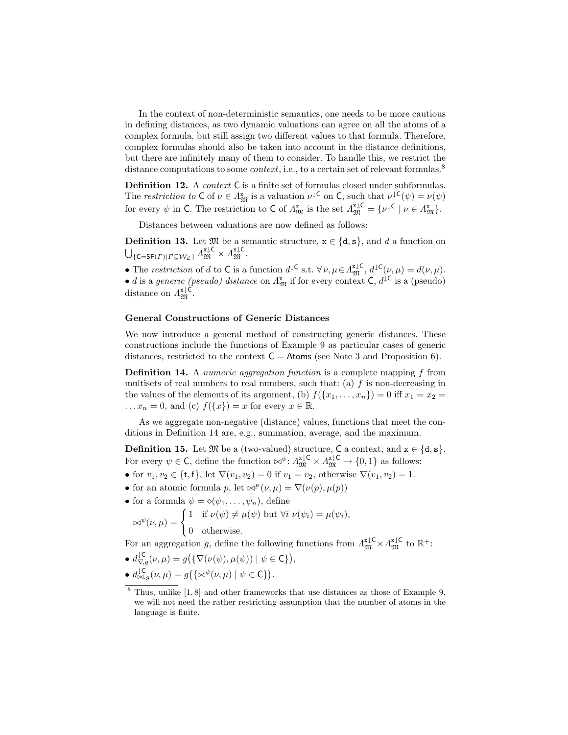In the context of non-deterministic semantics, one needs to be more cautious in defining distances, as two dynamic valuations can agree on all the atoms of a complex formula, but still assign two different values to that formula. Therefore, complex formulas should also be taken into account in the distance definitions, but there are infinitely many of them to consider. To handle this, we restrict the distance computations to some *context*, i.e., to a certain set of relevant formulas.[8]

**Definition 12.** A *context* $\mathsf{C}$ is a finite set of formulas closed under subformulas. The *restriction to* $\mathsf{C}$ of $\nu \in \Lambda^{\mathtt{x}}_{\mathfrak{M}}$ is a valuation $\nu^{\downarrow \mathsf{C}}$ on $\mathsf{C}$, such that $\nu^{\downarrow \mathsf{C}}(\psi) = \nu(\psi)$ for every $\psi$ in $\mathsf{C}$. The restriction to $\mathsf{C}$ of $\Lambda^{\mathtt{x}}_{\mathfrak{M}}$ is the set $\Lambda^{\mathtt{x}\downarrow \mathsf{C}}_{\mathfrak{M}} = \{\nu^{\downarrow \mathsf{C}} \mid \nu \in \Lambda^{\mathtt{x}}_{\mathfrak{M}}\}$.

Distances between valuations are now defined as follows:

**Definition 13.** Let $\mathfrak{M}$ be a semantic structure, $\mathtt{x} \in \{\mathtt{d}, \mathtt{s}\}$, and $d$ a function on $\bigcup_{\{\mathsf{C}=\mathsf{SF}(\Gamma) \mid \Gamma \subseteq \mathcal{W}_{\mathcal{L}}\}} \Lambda^{\mathtt{x}\downarrow \mathsf{C}}_{\mathfrak{M}} \times \Lambda^{\mathtt{x}\downarrow \mathsf{C}}_{\mathfrak{M}}$.

- The *restriction* of $d$ to $\mathsf{C}$ is a function $d^{\downarrow \mathsf{C}}$ s.t. $\forall \nu, \mu \in \Lambda^{\mathtt{x}\downarrow \mathsf{C}}_{\mathfrak{M}}$, $d^{\downarrow \mathsf{C}}(\nu, \mu) = d(\nu, \mu)$.
- $d$ is a *generic (pseudo) distance* on $\Lambda^{\mathtt{x}}_{\mathfrak{M}}$ if for every context $\mathsf{C}$, $d^{\downarrow \mathsf{C}}$ is a (pseudo) distance on $\Lambda^{\mathtt{x}\downarrow \mathsf{C}}_{\mathfrak{M}}$.

### General Constructions of Generic Distances

We now introduce a general method of constructing generic distances. These constructions include the functions of Example 9 as particular cases of generic distances, restricted to the context $\mathsf{C} = \mathsf{Atoms}$ (see Note 3 and Proposition 6).

**Definition 14.** A *numeric aggregation function* is a complete mapping $f$ from multisets of real numbers to real numbers, such that: (a) $f$ is non-decreasing in the values of the elements of its argument, (b) $f(\{x_1, \ldots, x_n\}) = 0$ iff $x_1 = x_2 = \ldots x_n = 0$, and (c) $f(\{x\}) = x$ for every $x \in \mathbb{R}$.

As we aggregate non-negative (distance) values, functions that meet the conditions in Definition 14 are, e.g., summation, average, and the maximum.

**Definition 15.** Let $\mathfrak{M}$ be a (two-valued) structure, $\mathsf{C}$ a context, and $\mathtt{x} \in \{\mathtt{d}, \mathtt{s}\}$. For every $\psi \in \mathsf{C}$, define the function $\bowtie^{\psi}: \Lambda^{\mathtt{x}\downarrow \mathsf{C}}_{\mathfrak{M}} \times \Lambda^{\mathtt{x}\downarrow \mathsf{C}}_{\mathfrak{M}} \to \{0, 1\}$ as follows:

- for $v_1, v_2 \in \{\mathsf{t}, \mathsf{f}\}$, let $\nabla(v_1, v_2) = 0$ if $v_1 = v_2$, otherwise $\nabla(v_1, v_2) = 1$.
- for an atomic formula $p$, let $\bowtie^{p}(\nu, \mu) = \nabla(\nu(p), \mu(p))$
- for a formula $\psi = \diamond(\psi_1, \ldots, \psi_n)$, define

$$\bowtie^{\psi}(\nu, \mu) = \begin{cases} 1 & \text{if } \nu(\psi) \neq \mu(\psi) \text{ but } \forall i \ \nu(\psi_i) = \mu(\psi_i), \\ 0 & \text{otherwise.} \end{cases}$$

For an aggregation $g$, define the following functions from $\Lambda^{\mathtt{x}\downarrow \mathsf{C}}_{\mathfrak{M}} \times \Lambda^{\mathtt{x}\downarrow \mathsf{C}}_{\mathfrak{M}}$ to $\mathbb{R}^{+}$:

- $d^{\downarrow \mathsf{C}}_{\nabla, g}(\nu, \mu) = g\big(\{\nabla(\nu(\psi), \mu(\psi)) \mid \psi \in \mathsf{C}\}\big)$,
- $d^{\downarrow \mathsf{C}}_{\bowtie, g}(\nu, \mu) = g\big(\{\bowtie^{\psi}(\nu, \mu) \mid \psi \in \mathsf{C}\}\big)$.

---

[8] Thus, unlike [1, 8] and other frameworks that use distances as those of Example 9, we will not need the rather restricting assumption that the number of atoms in the language is finite.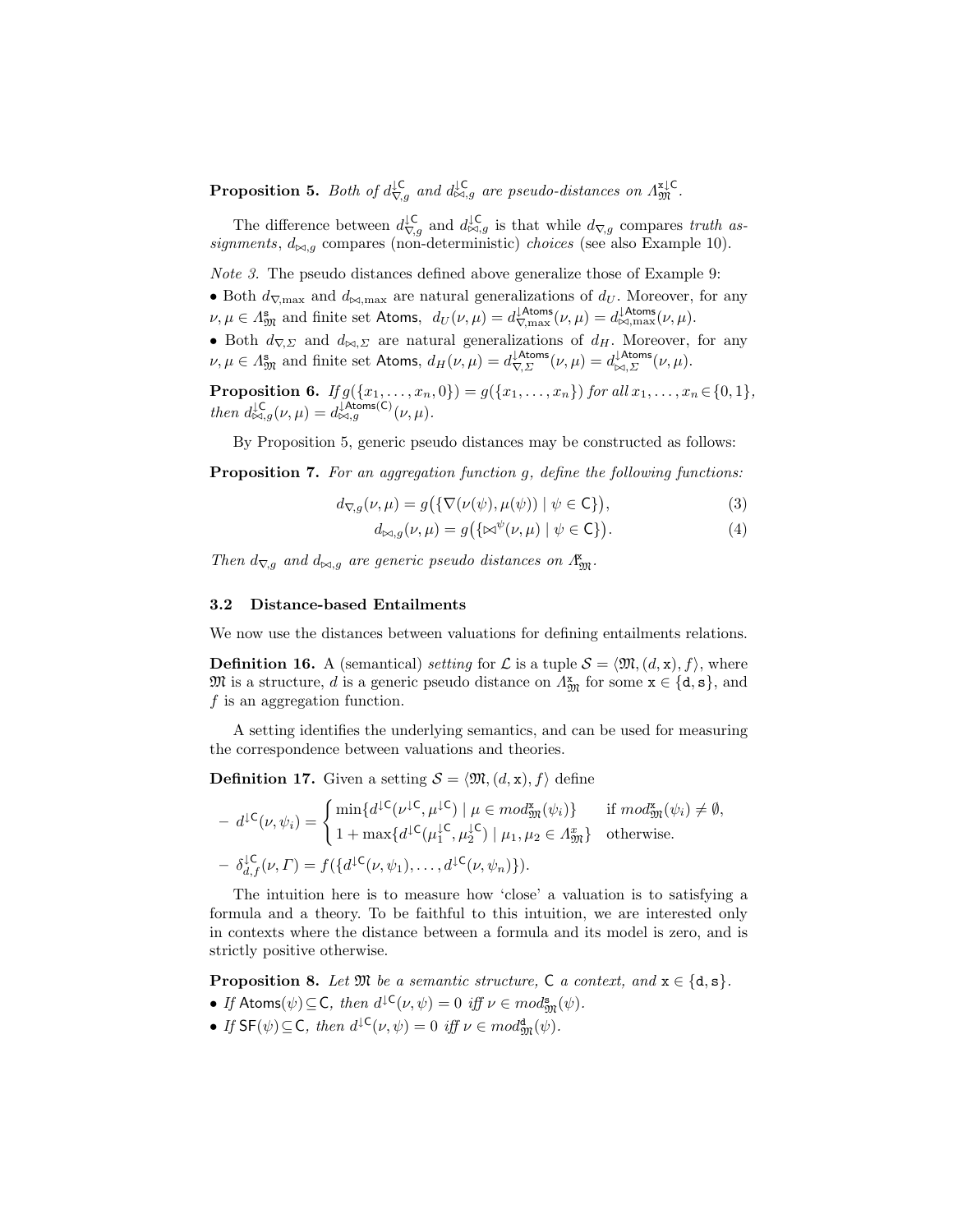**Proposition 5.** *Both of $d^{\downarrow \mathsf{C}}_{\nabla,g}$ and $d^{\downarrow \mathsf{C}}_{\bowtie,g}$ are pseudo-distances on $\Lambda^{\mathtt{x}\downarrow \mathsf{C}}_{\mathfrak{M}}$.*

The difference between $d^{\downarrow \mathsf{C}}_{\nabla,g}$ and $d^{\downarrow \mathsf{C}}_{\bowtie,g}$ is that while $d_{\nabla,g}$ compares *truth assignments*, $d_{\bowtie,g}$ compares (non-deterministic) *choices* (see also Example 10).

*Note 3.* The pseudo distances defined above generalize those of Example 9:

- Both $d_{\nabla,\max}$ and $d_{\bowtie,\max}$ are natural generalizations of $d_U$. Moreover, for any $\nu,\mu \in \Lambda^{\mathtt{s}}_{\mathfrak{M}}$ and finite set $\mathsf{Atoms}$, $d_U(\nu,\mu) = d^{\downarrow \mathsf{Atoms}}_{\nabla,\max}(\nu,\mu) = d^{\downarrow \mathsf{Atoms}}_{\bowtie,\max}(\nu,\mu)$.
- Both $d_{\nabla,\Sigma}$ and $d_{\bowtie,\Sigma}$ are natural generalizations of $d_H$. Moreover, for any $\nu,\mu \in \Lambda^{\mathtt{s}}_{\mathfrak{M}}$ and finite set $\mathsf{Atoms}$, $d_H(\nu,\mu) = d^{\downarrow \mathsf{Atoms}}_{\nabla,\Sigma}(\nu,\mu) = d^{\downarrow \mathsf{Atoms}}_{\bowtie,\Sigma}(\nu,\mu)$.

**Proposition 6.** *If $g(\{x_1,\ldots,x_n,0\}) = g(\{x_1,\ldots,x_n\})$ for all $x_1,\ldots,x_n \in \{0,1\}$, then $d^{\downarrow \mathsf{C}}_{\bowtie,g}(\nu,\mu) = d^{\downarrow \mathsf{Atoms}(\mathsf{C})}_{\bowtie,g}(\nu,\mu)$.*

By Proposition 5, generic pseudo distances may be constructed as follows:

**Proposition 7.** *For an aggregation function $g$, define the following functions:*

$$d_{\nabla,g}(\nu,\mu) = g\big(\{\nabla(\nu(\psi),\mu(\psi)) \mid \psi \in \mathsf{C}\}\big), \tag{3}$$

$$d_{\bowtie,g}(\nu,\mu) = g\big(\{\bowtie^{\psi}(\nu,\mu) \mid \psi \in \mathsf{C}\}\big). \tag{4}$$

*Then $d_{\nabla,g}$ and $d_{\bowtie,g}$ are generic pseudo distances on $\Lambda^{\mathtt{x}}_{\mathfrak{M}}$.*

### 3.2 Distance-based Entailments

We now use the distances between valuations for defining entailments relations.

**Definition 16.** A (semantical) *setting* for $\mathcal{L}$ is a tuple $\mathcal{S} = \langle \mathfrak{M}, (d,\mathtt{x}), f\rangle$, where $\mathfrak{M}$ is a structure, $d$ is a generic pseudo distance on $\Lambda^{\mathtt{x}}_{\mathfrak{M}}$ for some $\mathtt{x} \in \{\mathtt{d},\mathtt{s}\}$, and $f$ is an aggregation function.

A setting identifies the underlying semantics, and can be used for measuring the correspondence between valuations and theories.

**Definition 17.** Given a setting $\mathcal{S} = \langle \mathfrak{M}, (d,\mathtt{x}), f\rangle$ define

- $d^{\downarrow \mathsf{C}}(\nu,\psi_i) = \begin{cases} \min\{d^{\downarrow \mathsf{C}}(\nu^{\downarrow \mathsf{C}},\mu^{\downarrow \mathsf{C}}) \mid \mu \in mod^{\mathtt{x}}_{\mathfrak{M}}(\psi_i)\} & \text{if } mod^{\mathtt{x}}_{\mathfrak{M}}(\psi_i) \neq \emptyset, \\ 1 + \max\{d^{\downarrow \mathsf{C}}(\mu_1^{\downarrow \mathsf{C}},\mu_2^{\downarrow \mathsf{C}}) \mid \mu_1,\mu_2 \in \Lambda^{x}_{\mathfrak{M}}\} & \text{otherwise.} \end{cases}$
- $\delta^{\downarrow \mathsf{C}}_{d,f}(\nu,\Gamma) = f(\{d^{\downarrow \mathsf{C}}(\nu,\psi_1),\ldots,d^{\downarrow \mathsf{C}}(\nu,\psi_n)\})$.

The intuition here is to measure how 'close' a valuation is to satisfying a formula and a theory. To be faithful to this intuition, we are interested only in contexts where the distance between a formula and its model is zero, and is strictly positive otherwise.

**Proposition 8.** *Let $\mathfrak{M}$ be a semantic structure, $\mathsf{C}$ a context, and $\mathtt{x} \in \{\mathtt{d},\mathtt{s}\}$.*

- *If $\mathsf{Atoms}(\psi) \subseteq \mathsf{C}$, then $d^{\downarrow \mathsf{C}}(\nu,\psi) = 0$ iff $\nu \in mod^{\mathtt{s}}_{\mathfrak{M}}(\psi)$.*
- *If $\mathsf{SF}(\psi) \subseteq \mathsf{C}$, then $d^{\downarrow \mathsf{C}}(\nu,\psi) = 0$ iff $\nu \in mod^{\mathtt{d}}_{\mathfrak{M}}(\psi)$.*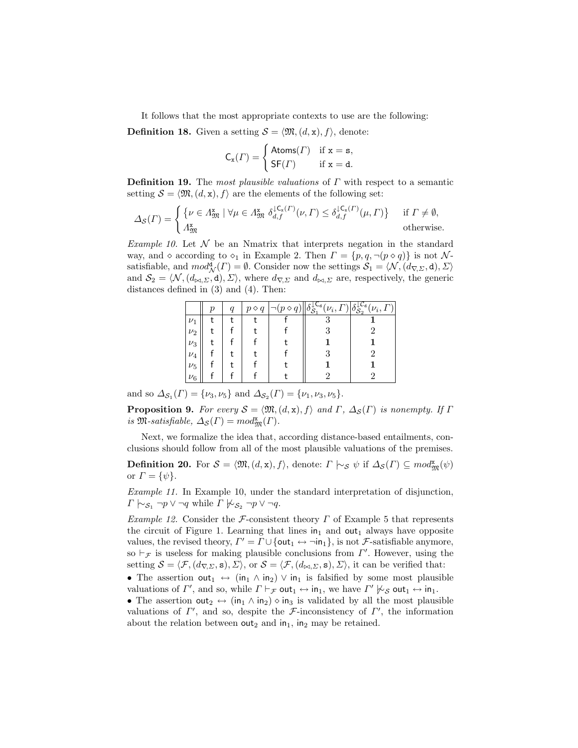It follows that the most appropriate contexts to use are the following:

**Definition 18.** Given a setting $\mathcal{S} = \langle \mathfrak{M}, (d, \mathsf{x}), f \rangle$, denote:

$$\mathsf{C}_\mathsf{x}(\Gamma) = \begin{cases} \mathsf{Atoms}(\Gamma) & \text{if } \mathsf{x} = \mathsf{s}, \\ \mathsf{SF}(\Gamma) & \text{if } \mathsf{x} = \mathsf{d}. \end{cases}$$

**Definition 19.** The *most plausible valuations* of $\Gamma$ with respect to a semantic setting $\mathcal{S} = \langle \mathfrak{M}, (d, \mathsf{x}), f \rangle$ are the elements of the following set:

$$\Delta_\mathcal{S}(\Gamma) = \begin{cases} \left\{ \nu \in \Lambda^\mathsf{x}_\mathfrak{M} \mid \forall \mu \in \Lambda^\mathsf{x}_\mathfrak{M} \ \delta^{\downarrow \mathsf{C}_\mathsf{x}(\Gamma)}_{d,f}(\nu, \Gamma) \leq \delta^{\downarrow \mathsf{C}_\mathsf{x}(\Gamma)}_{d,f}(\mu, \Gamma) \right\} & \text{if } \Gamma \neq \emptyset, \\ \Lambda^\mathsf{x}_\mathfrak{M} & \text{otherwise.} \end{cases}$$

*Example 10.* Let $\mathcal{N}$ be an Nmatrix that interprets negation in the standard way, and $\diamond$ according to $\diamond_1$ in Example 2. Then $\Gamma = \{p, q, \neg(p \diamond q)\}$ is not $\mathcal{N}$-satisfiable, and $mod^\mathsf{d}_\mathcal{N}(\Gamma) = \emptyset$. Consider now the settings $\mathcal{S}_1 = \langle \mathcal{N}, (d_{\nabla,\Sigma}, \mathsf{d}), \Sigma \rangle$ and $\mathcal{S}_2 = \langle \mathcal{N}, (d_{\bowtie,\Sigma}, \mathsf{d}), \Sigma \rangle$, where $d_{\nabla,\Sigma}$ and $d_{\bowtie,\Sigma}$ are, respectively, the generic distances defined in (3) and (4). Then:

| | $p$ | $q$ | $p \diamond q$ | $\neg(p \diamond q)$ | $\delta^{\downarrow \mathsf{C}_\mathsf{d}}_{\mathcal{S}_1}(\nu_i, \Gamma)$ | $\delta^{\downarrow \mathsf{C}_\mathsf{d}}_{\mathcal{S}_2}(\nu_i, \Gamma)$ |
|---|---|---|---|---|---|---|
| $\nu_1$ | t | t | t | f | 3 | **1** |
| $\nu_2$ | t | f | t | f | 3 | 2 |
| $\nu_3$ | t | f | f | t | **1** | **1** |
| $\nu_4$ | f | t | t | f | 3 | 2 |
| $\nu_5$ | f | t | f | t | **1** | **1** |
| $\nu_6$ | f | f | f | t | 2 | 2 |

and so $\Delta_{\mathcal{S}_1}(\Gamma) = \{\nu_3, \nu_5\}$ and $\Delta_{\mathcal{S}_2}(\Gamma) = \{\nu_1, \nu_3, \nu_5\}$.

**Proposition 9.** *For every $\mathcal{S} = \langle \mathfrak{M}, (d, \mathsf{x}), f \rangle$ and $\Gamma$, $\Delta_\mathcal{S}(\Gamma)$ is nonempty. If $\Gamma$ is $\mathfrak{M}$-satisfiable, $\Delta_\mathcal{S}(\Gamma) = mod^\mathsf{x}_\mathfrak{M}(\Gamma)$.*

Next, we formalize the idea that, according distance-based entailments, conclusions should follow from all of the most plausible valuations of the premises.

**Definition 20.** For $\mathcal{S} = \langle \mathfrak{M}, (d, \mathsf{x}), f \rangle$, denote: $\Gamma \mid\!\sim_\mathcal{S} \psi$ if $\Delta_\mathcal{S}(\Gamma) \subseteq mod^\mathsf{x}_\mathfrak{M}(\psi)$ or $\Gamma = \{\psi\}$.

*Example 11.* In Example 10, under the standard interpretation of disjunction, $\Gamma \mid\!\sim_{\mathcal{S}_1} \neg p \vee \neg q$ while $\Gamma \not\mid\!\sim_{\mathcal{S}_2} \neg p \vee \neg q$.

*Example 12.* Consider the $\mathcal{F}$-consistent theory $\Gamma$ of Example 5 that represents the circuit of Figure 1. Learning that lines $\mathsf{in}_1$ and $\mathsf{out}_1$ always have opposite values, the revised theory, $\Gamma' = \Gamma \cup \{\mathsf{out}_1 \leftrightarrow \neg \mathsf{in}_1\}$, is not $\mathcal{F}$-satisfiable anymore, so $\vdash_\mathcal{F}$ is useless for making plausible conclusions from $\Gamma'$. However, using the setting $\mathcal{S} = \langle \mathcal{F}, (d_{\nabla,\Sigma}, \mathsf{s}), \Sigma \rangle$, or $\mathcal{S} = \langle \mathcal{F}, (d_{\bowtie,\Sigma}, \mathsf{s}), \Sigma \rangle$, it can be verified that:

- The assertion $\mathsf{out}_1 \leftrightarrow (\mathsf{in}_1 \wedge \mathsf{in}_2) \vee \mathsf{in}_1$ is falsified by some most plausible valuations of $\Gamma'$, and so, while $\Gamma \vdash_\mathcal{F} \mathsf{out}_1 \leftrightarrow \mathsf{in}_1$, we have $\Gamma' \not\mid\!\sim_\mathcal{S} \mathsf{out}_1 \leftrightarrow \mathsf{in}_1$.
- The assertion $\mathsf{out}_2 \leftrightarrow (\mathsf{in}_1 \wedge \mathsf{in}_2) \diamond \mathsf{in}_3$ is validated by all the most plausible valuations of $\Gamma'$, and so, despite the $\mathcal{F}$-inconsistency of $\Gamma'$, the information about the relation between $\mathsf{out}_2$ and $\mathsf{in}_1$, $\mathsf{in}_2$ may be retained.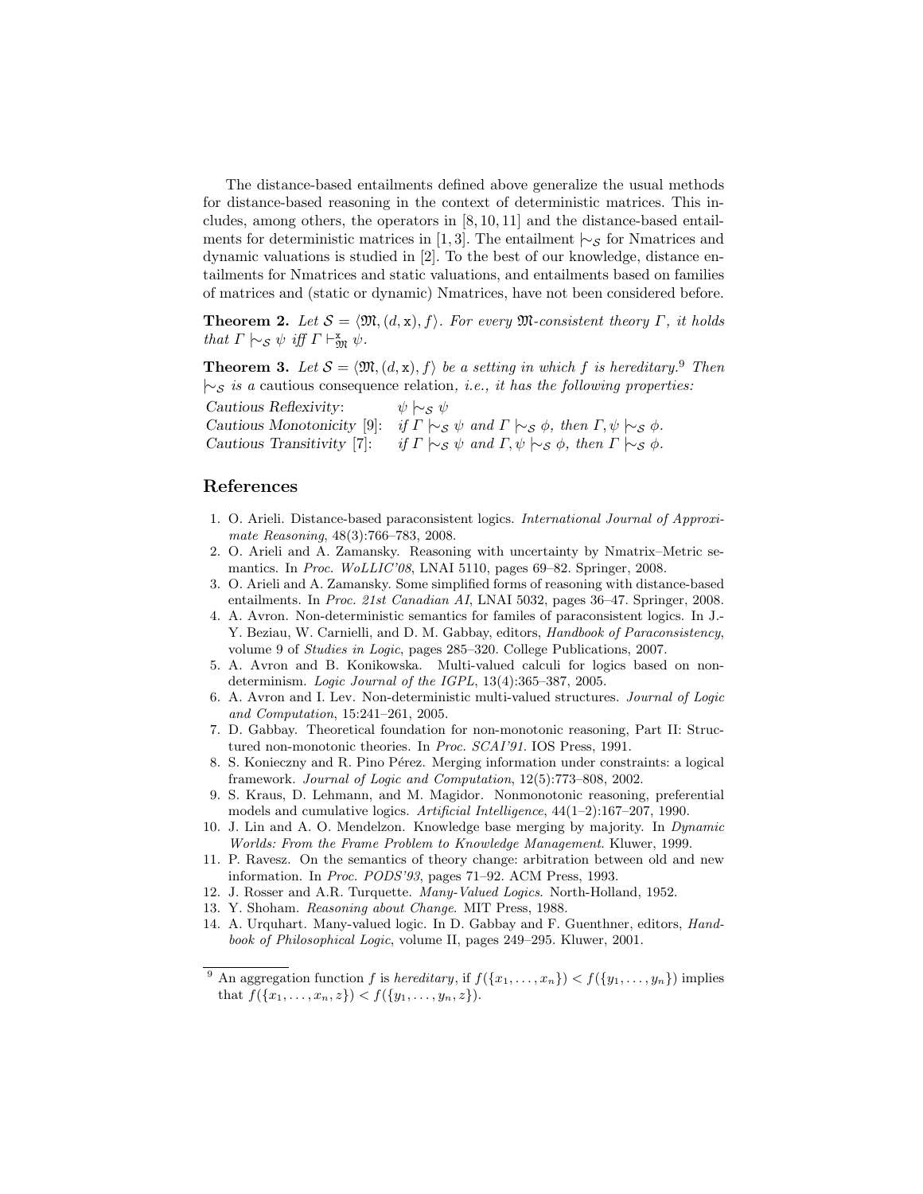The distance-based entailments defined above generalize the usual methods for distance-based reasoning in the context of deterministic matrices. This includes, among others, the operators in [8, 10, 11] and the distance-based entailments for deterministic matrices in [1, 3]. The entailment $\mid\!\sim_{\mathcal{S}}$ for Nmatrices and dynamic valuations is studied in [2]. To the best of our knowledge, distance entailments for Nmatrices and static valuations, and entailments based on families of matrices and (static or dynamic) Nmatrices, have not been considered before.

**Theorem 2.** *Let $\mathcal{S} = \langle \mathfrak{M}, (d, \mathtt{x}), f \rangle$. For every $\mathfrak{M}$-consistent theory $\Gamma$, it holds that $\Gamma \mid\!\sim_{\mathcal{S}} \psi$ iff $\Gamma \vdash^{\mathtt{x}}_{\mathfrak{M}} \psi$.*

**Theorem 3.** *Let $\mathcal{S} = \langle \mathfrak{M}, (d, \mathtt{x}), f \rangle$ be a setting in which $f$ is hereditary.*[9] *Then $\mid\!\sim_{\mathcal{S}}$ is a* cautious consequence relation*, i.e., it has the following properties:*

*Cautious Reflexivity*: $\psi \mid\!\sim_{\mathcal{S}} \psi$

*Cautious Monotonicity* [9]: *if $\Gamma \mid\!\sim_{\mathcal{S}} \psi$ and $\Gamma \mid\!\sim_{\mathcal{S}} \phi$, then $\Gamma, \psi \mid\!\sim_{\mathcal{S}} \phi$.*

*Cautious Transitivity* [7]: *if $\Gamma \mid\!\sim_{\mathcal{S}} \psi$ and $\Gamma, \psi \mid\!\sim_{\mathcal{S}} \phi$, then $\Gamma \mid\!\sim_{\mathcal{S}} \phi$.*

## References

1. O. Arieli. Distance-based paraconsistent logics. *International Journal of Approximate Reasoning*, 48(3):766–783, 2008.
2. O. Arieli and A. Zamansky. Reasoning with uncertainty by Nmatrix–Metric semantics. In *Proc. WoLLIC'08*, LNAI 5110, pages 69–82. Springer, 2008.
3. O. Arieli and A. Zamansky. Some simplified forms of reasoning with distance-based entailments. In *Proc. 21st Canadian AI*, LNAI 5032, pages 36–47. Springer, 2008.
4. A. Avron. Non-deterministic semantics for familes of paraconsistent logics. In J.-Y. Beziau, W. Carnielli, and D. M. Gabbay, editors, *Handbook of Paraconsistency*, volume 9 of *Studies in Logic*, pages 285–320. College Publications, 2007.
5. A. Avron and B. Konikowska. Multi-valued calculi for logics based on non-determinism. *Logic Journal of the IGPL*, 13(4):365–387, 2005.
6. A. Avron and I. Lev. Non-deterministic multi-valued structures. *Journal of Logic and Computation*, 15:241–261, 2005.
7. D. Gabbay. Theoretical foundation for non-monotonic reasoning, Part II: Structured non-monotonic theories. In *Proc. SCAI'91*. IOS Press, 1991.
8. S. Konieczny and R. Pino Pérez. Merging information under constraints: a logical framework. *Journal of Logic and Computation*, 12(5):773–808, 2002.
9. S. Kraus, D. Lehmann, and M. Magidor. Nonmonotonic reasoning, preferential models and cumulative logics. *Artificial Intelligence*, 44(1–2):167–207, 1990.
10. J. Lin and A. O. Mendelzon. Knowledge base merging by majority. In *Dynamic Worlds: From the Frame Problem to Knowledge Management*. Kluwer, 1999.
11. P. Ravesz. On the semantics of theory change: arbitration between old and new information. In *Proc. PODS'93*, pages 71–92. ACM Press, 1993.
12. J. Rosser and A.R. Turquette. *Many-Valued Logics*. North-Holland, 1952.
13. Y. Shoham. *Reasoning about Change*. MIT Press, 1988.
14. A. Urquhart. Many-valued logic. In D. Gabbay and F. Guenthner, editors, *Handbook of Philosophical Logic*, volume II, pages 249–295. Kluwer, 2001.

[9] An aggregation function $f$ is *hereditary*, if $f(\{x_1, \ldots, x_n\}) < f(\{y_1, \ldots, y_n\})$ implies that $f(\{x_1, \ldots, x_n, z\}) < f(\{y_1, \ldots, y_n, z\})$.